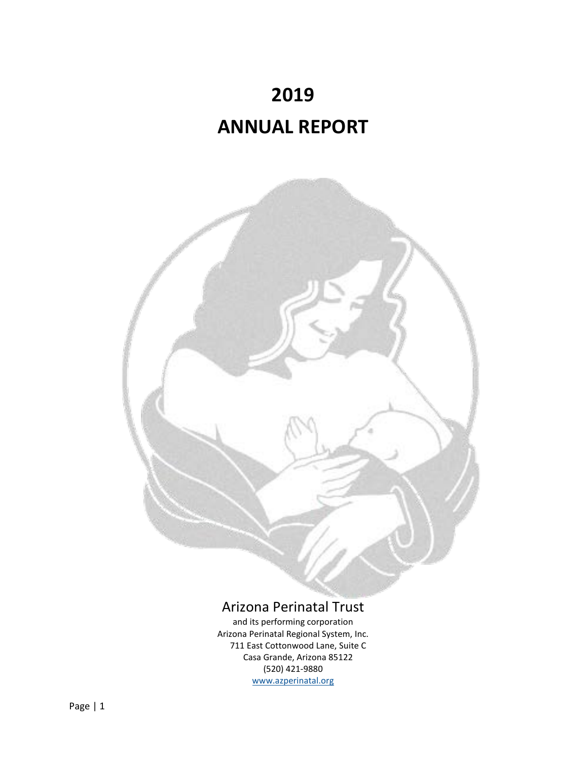# 2019

# ANNUAL REPORT

Arizona Perinatal Trust

and its performing corporation
Arizona Perinatal Regional System, Inc.
711 East Cottonwood Lane, Suite C
Casa Grande, Arizona 85122
(520) 421-9880
www.azperinatal.org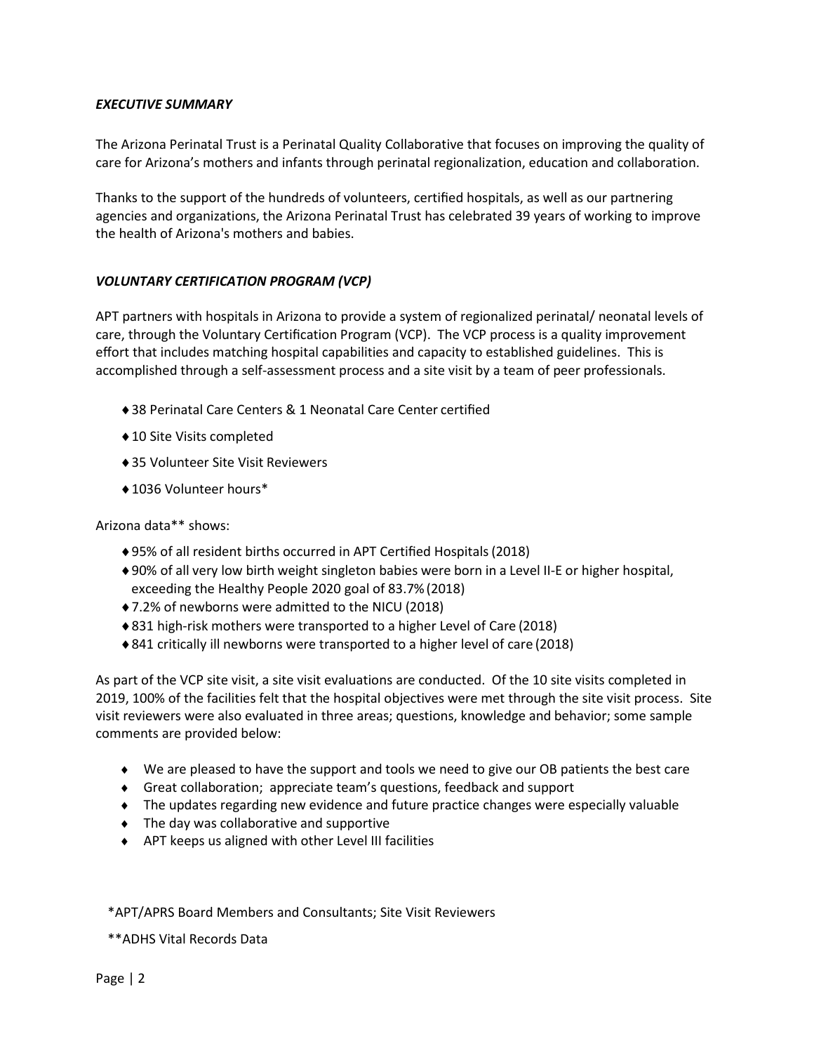***EXECUTIVE SUMMARY***

The Arizona Perinatal Trust is a Perinatal Quality Collaborative that focuses on improving the quality of care for Arizona's mothers and infants through perinatal regionalization, education and collaboration.

Thanks to the support of the hundreds of volunteers, certified hospitals, as well as our partnering agencies and organizations, the Arizona Perinatal Trust has celebrated 39 years of working to improve the health of Arizona's mothers and babies.

***VOLUNTARY CERTIFICATION PROGRAM (VCP)***

APT partners with hospitals in Arizona to provide a system of regionalized perinatal/ neonatal levels of care, through the Voluntary Certification Program (VCP). The VCP process is a quality improvement effort that includes matching hospital capabilities and capacity to established guidelines. This is accomplished through a self-assessment process and a site visit by a team of peer professionals.

- 38 Perinatal Care Centers & 1 Neonatal Care Center certified
- 10 Site Visits completed
- 35 Volunteer Site Visit Reviewers
- 1036 Volunteer hours*

Arizona data** shows:

- 95% of all resident births occurred in APT Certified Hospitals (2018)
- 90% of all very low birth weight singleton babies were born in a Level II-E or higher hospital, exceeding the Healthy People 2020 goal of 83.7% (2018)
- 7.2% of newborns were admitted to the NICU (2018)
- 831 high-risk mothers were transported to a higher Level of Care (2018)
- 841 critically ill newborns were transported to a higher level of care (2018)

As part of the VCP site visit, a site visit evaluations are conducted. Of the 10 site visits completed in 2019, 100% of the facilities felt that the hospital objectives were met through the site visit process. Site visit reviewers were also evaluated in three areas; questions, knowledge and behavior; some sample comments are provided below:

- We are pleased to have the support and tools we need to give our OB patients the best care
- Great collaboration; appreciate team's questions, feedback and support
- The updates regarding new evidence and future practice changes were especially valuable
- The day was collaborative and supportive
- APT keeps us aligned with other Level III facilities

*APT/APRS Board Members and Consultants; Site Visit Reviewers

**ADHS Vital Records Data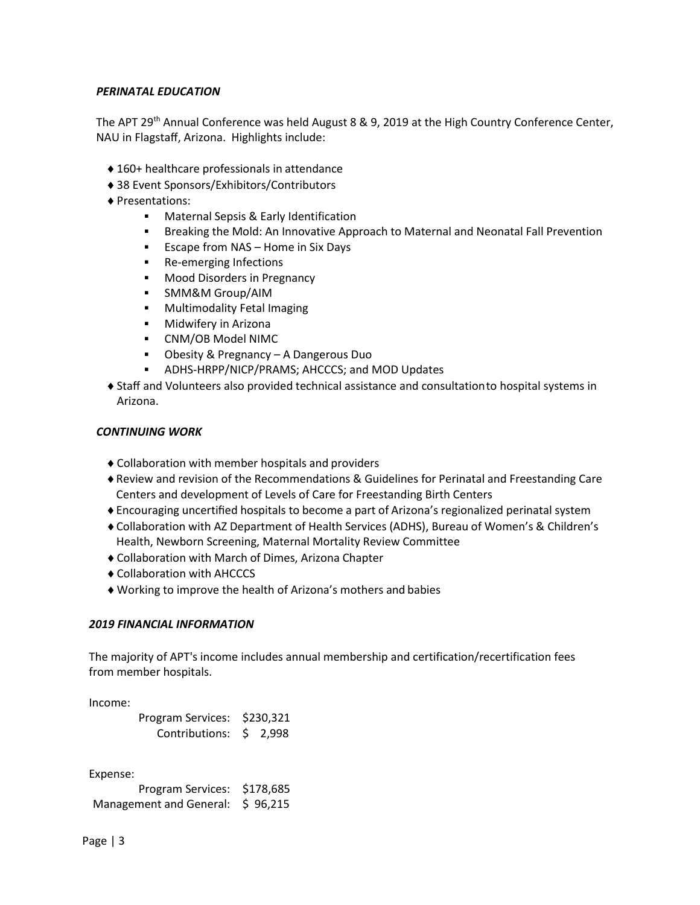### *PERINATAL EDUCATION*

The APT 29th Annual Conference was held August 8 & 9, 2019 at the High Country Conference Center, NAU in Flagstaff, Arizona. Highlights include:

- 160+ healthcare professionals in attendance
- 38 Event Sponsors/Exhibitors/Contributors
- Presentations:
  - Maternal Sepsis & Early Identification
  - Breaking the Mold: An Innovative Approach to Maternal and Neonatal Fall Prevention
  - Escape from NAS – Home in Six Days
  - Re-emerging Infections
  - Mood Disorders in Pregnancy
  - SMM&M Group/AIM
  - Multimodality Fetal Imaging
  - Midwifery in Arizona
  - CNM/OB Model NIMC
  - Obesity & Pregnancy – A Dangerous Duo
  - ADHS-HRPP/NICP/PRAMS; AHCCCS; and MOD Updates
- Staff and Volunteers also provided technical assistance and consultation to hospital systems in Arizona.

### *CONTINUING WORK*

- Collaboration with member hospitals and providers
- Review and revision of the Recommendations & Guidelines for Perinatal and Freestanding Care Centers and development of Levels of Care for Freestanding Birth Centers
- Encouraging uncertified hospitals to become a part of Arizona's regionalized perinatal system
- Collaboration with AZ Department of Health Services (ADHS), Bureau of Women's & Children's Health, Newborn Screening, Maternal Mortality Review Committee
- Collaboration with March of Dimes, Arizona Chapter
- Collaboration with AHCCCS
- Working to improve the health of Arizona's mothers and babies

### *2019 FINANCIAL INFORMATION*

The majority of APT's income includes annual membership and certification/recertification fees from member hospitals.

Income:

| | |
|---|---|
| Program Services: | $230,321 |
| Contributions: | $ 2,998 |

Expense:

| | |
|---|---|
| Program Services: | $178,685 |
| Management and General: | $ 96,215 |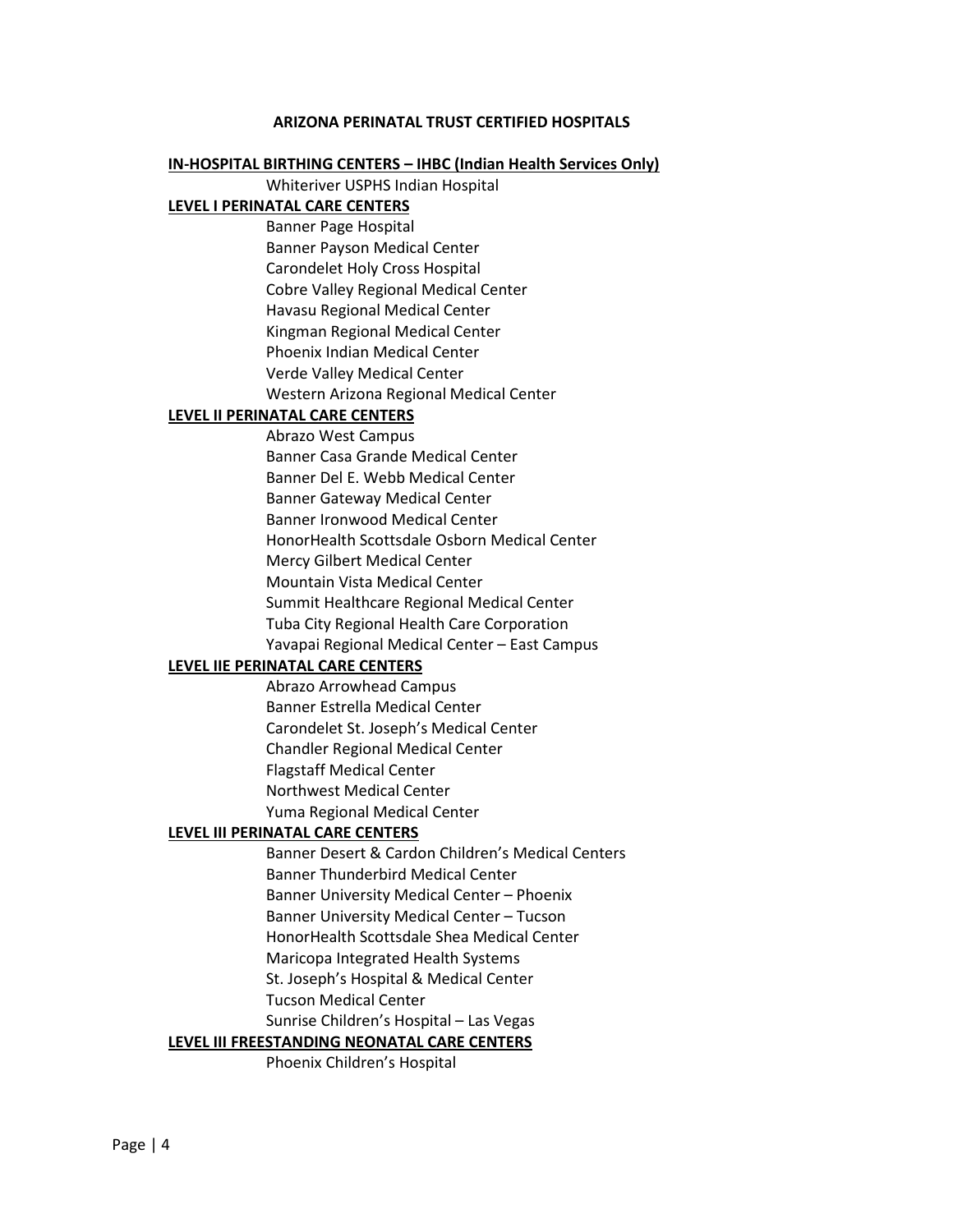# ARIZONA PERINATAL TRUST CERTIFIED HOSPITALS

## IN-HOSPITAL BIRTHING CENTERS – IHBC (Indian Health Services Only)

- Whiteriver USPHS Indian Hospital

## LEVEL I PERINATAL CARE CENTERS

- Banner Page Hospital
- Banner Payson Medical Center
- Carondelet Holy Cross Hospital
- Cobre Valley Regional Medical Center
- Havasu Regional Medical Center
- Kingman Regional Medical Center
- Phoenix Indian Medical Center
- Verde Valley Medical Center
- Western Arizona Regional Medical Center

## LEVEL II PERINATAL CARE CENTERS

- Abrazo West Campus
- Banner Casa Grande Medical Center
- Banner Del E. Webb Medical Center
- Banner Gateway Medical Center
- Banner Ironwood Medical Center
- HonorHealth Scottsdale Osborn Medical Center
- Mercy Gilbert Medical Center
- Mountain Vista Medical Center
- Summit Healthcare Regional Medical Center
- Tuba City Regional Health Care Corporation
- Yavapai Regional Medical Center – East Campus

## LEVEL IIE PERINATAL CARE CENTERS

- Abrazo Arrowhead Campus
- Banner Estrella Medical Center
- Carondelet St. Joseph's Medical Center
- Chandler Regional Medical Center
- Flagstaff Medical Center
- Northwest Medical Center
- Yuma Regional Medical Center

## LEVEL III PERINATAL CARE CENTERS

- Banner Desert & Cardon Children's Medical Centers
- Banner Thunderbird Medical Center
- Banner University Medical Center – Phoenix
- Banner University Medical Center – Tucson
- HonorHealth Scottsdale Shea Medical Center
- Maricopa Integrated Health Systems
- St. Joseph's Hospital & Medical Center
- Tucson Medical Center
- Sunrise Children's Hospital – Las Vegas

## LEVEL III FREESTANDING NEONATAL CARE CENTERS

- Phoenix Children's Hospital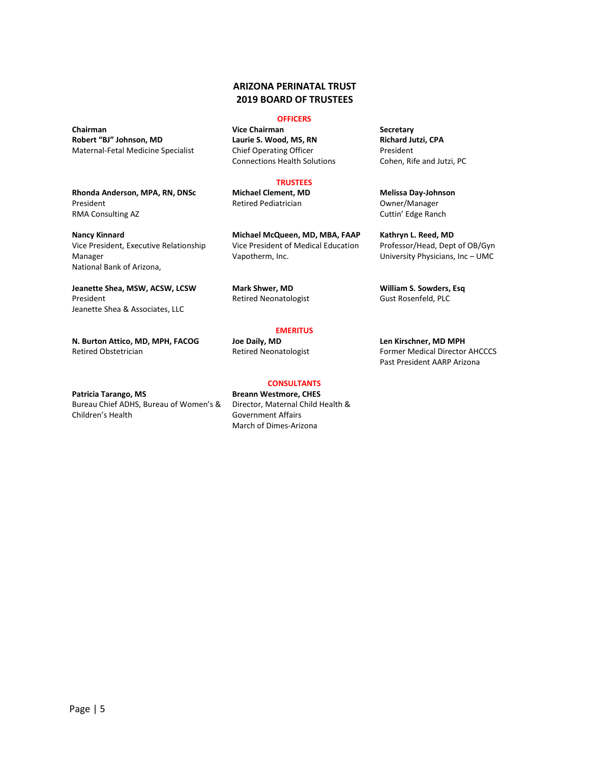# ARIZONA PERINATAL TRUST
# 2019 BOARD OF TRUSTEES

## OFFICERS

**Chairman**
**Robert "BJ" Johnson, MD**
Maternal-Fetal Medicine Specialist

**Vice Chairman**
**Laurie S. Wood, MS, RN**
Chief Operating Officer
Connections Health Solutions

**Secretary**
**Richard Jutzi, CPA**
President
Cohen, Rife and Jutzi, PC

## TRUSTEES

**Rhonda Anderson, MPA, RN, DNSc**
President
RMA Consulting AZ

**Michael Clement, MD**
Retired Pediatrician

**Melissa Day-Johnson**
Owner/Manager
Cuttin' Edge Ranch

**Nancy Kinnard**
Vice President, Executive Relationship Manager
National Bank of Arizona,

**Michael McQueen, MD, MBA, FAAP**
Vice President of Medical Education
Vapotherm, Inc.

**Kathryn L. Reed, MD**
Professor/Head, Dept of OB/Gyn
University Physicians, Inc – UMC

**Jeanette Shea, MSW, ACSW, LCSW**
President
Jeanette Shea & Associates, LLC

**Mark Shwer, MD**
Retired Neonatologist

**William S. Sowders, Esq**
Gust Rosenfeld, PLC

## EMERITUS

**N. Burton Attico, MD, MPH, FACOG**
Retired Obstetrician

**Joe Daily, MD**
Retired Neonatologist

**Len Kirschner, MD MPH**
Former Medical Director AHCCCS
Past President AARP Arizona

## CONSULTANTS

**Patricia Tarango, MS**
Bureau Chief ADHS, Bureau of Women's & Children's Health

**Breann Westmore, CHES**
Director, Maternal Child Health & Government Affairs
March of Dimes-Arizona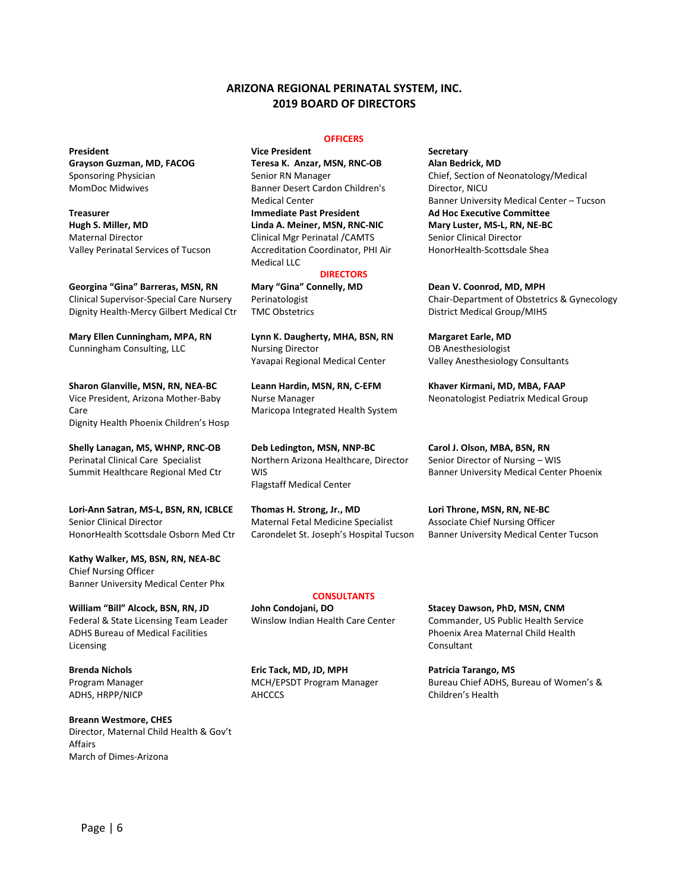# ARIZONA REGIONAL PERINATAL SYSTEM, INC.
# 2019 BOARD OF DIRECTORS

## OFFICERS

**President**
**Grayson Guzman, MD, FACOG**
Sponsoring Physician
MomDoc Midwives

**Vice President**
**Teresa K. Anzar, MSN, RNC-OB**
Senior RN Manager
Banner Desert Cardon Children's Medical Center

**Secretary**
**Alan Bedrick, MD**
Chief, Section of Neonatology/Medical Director, NICU
Banner University Medical Center – Tucson

**Treasurer**
**Hugh S. Miller, MD**
Maternal Director
Valley Perinatal Services of Tucson

**Immediate Past President**
**Linda A. Meiner, MSN, RNC-NIC**
Clinical Mgr Perinatal /CAMTS Accreditation Coordinator, PHI Air Medical LLC

**Ad Hoc Executive Committee**
**Mary Luster, MS-L, RN, NE-BC**
Senior Clinical Director
HonorHealth-Scottsdale Shea

## DIRECTORS

**Georgina "Gina" Barreras, MSN, RN**
Clinical Supervisor-Special Care Nursery
Dignity Health-Mercy Gilbert Medical Ctr

**Mary "Gina" Connelly, MD**
Perinatologist
TMC Obstetrics

**Dean V. Coonrod, MD, MPH**
Chair-Department of Obstetrics & Gynecology
District Medical Group/MIHS

**Mary Ellen Cunningham, MPA, RN**
Cunningham Consulting, LLC

**Lynn K. Daugherty, MHA, BSN, RN**
Nursing Director
Yavapai Regional Medical Center

**Margaret Earle, MD**
OB Anesthesiologist
Valley Anesthesiology Consultants

**Sharon Glanville, MSN, RN, NEA-BC**
Vice President, Arizona Mother-Baby Care
Dignity Health Phoenix Children's Hosp

**Leann Hardin, MSN, RN, C-EFM**
Nurse Manager
Maricopa Integrated Health System

**Khaver Kirmani, MD, MBA, FAAP**
Neonatologist Pediatrix Medical Group

**Shelly Lanagan, MS, WHNP, RNC-OB**
Perinatal Clinical Care Specialist
Summit Healthcare Regional Med Ctr

**Deb Ledington, MSN, NNP-BC**
Northern Arizona Healthcare, Director WIS
Flagstaff Medical Center

**Carol J. Olson, MBA, BSN, RN**
Senior Director of Nursing – WIS
Banner University Medical Center Phoenix

**Lori-Ann Satran, MS-L, BSN, RN, ICBLCE**
Senior Clinical Director
HonorHealth Scottsdale Osborn Med Ctr

**Thomas H. Strong, Jr., MD**
Maternal Fetal Medicine Specialist
Carondelet St. Joseph's Hospital Tucson

**Lori Throne, MSN, RN, NE-BC**
Associate Chief Nursing Officer
Banner University Medical Center Tucson

**Kathy Walker, MS, BSN, RN, NEA-BC**
Chief Nursing Officer
Banner University Medical Center Phx

## CONSULTANTS

**William "Bill" Alcock, BSN, RN, JD**
Federal & State Licensing Team Leader
ADHS Bureau of Medical Facilities Licensing

**John Condojani, DO**
Winslow Indian Health Care Center

**Stacey Dawson, PhD, MSN, CNM**
Commander, US Public Health Service
Phoenix Area Maternal Child Health Consultant

**Brenda Nichols**
Program Manager
ADHS, HRPP/NICP

**Eric Tack, MD, JD, MPH**
MCH/EPSDT Program Manager
AHCCCS

**Patricia Tarango, MS**
Bureau Chief ADHS, Bureau of Women's & Children's Health

**Breann Westmore, CHES**
Director, Maternal Child Health & Gov't Affairs
March of Dimes-Arizona